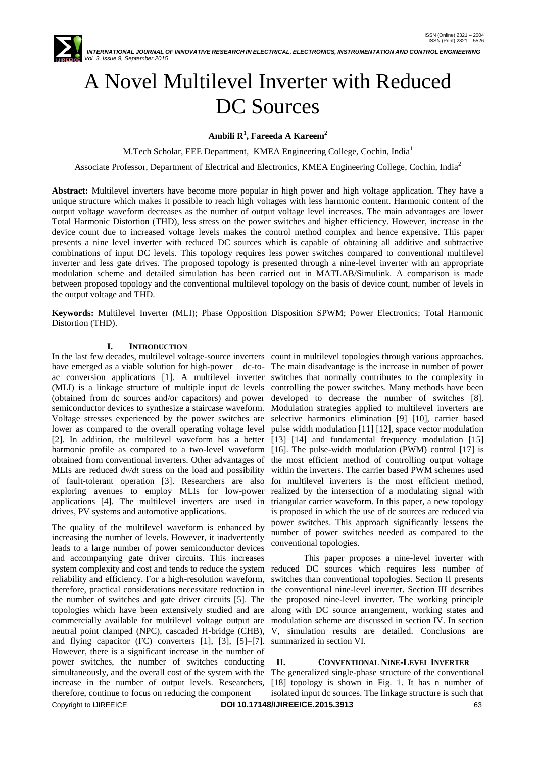# A Novel Multilevel Inverter with Reduced DC Sources

**Ambili R[1], Fareeda A Kareem[2]**

M.Tech Scholar, EEE Department, KMEA Engineering College, Cochin, India[1]

Associate Professor, Department of Electrical and Electronics, KMEA Engineering College, Cochin, India[2]

**Abstract:** Multilevel inverters have become more popular in high power and high voltage application. They have a unique structure which makes it possible to reach high voltages with less harmonic content. Harmonic content of the output voltage waveform decreases as the number of output voltage level increases. The main advantages are lower Total Harmonic Distortion (THD), less stress on the power switches and higher efficiency. However, increase in the device count due to increased voltage levels makes the control method complex and hence expensive. This paper presents a nine level inverter with reduced DC sources which is capable of obtaining all additive and subtractive combinations of input DC levels. This topology requires less power switches compared to conventional multilevel inverter and less gate drives. The proposed topology is presented through a nine-level inverter with an appropriate modulation scheme and detailed simulation has been carried out in MATLAB/Simulink. A comparison is made between proposed topology and the conventional multilevel topology on the basis of device count, number of levels in the output voltage and THD.

**Keywords:** Multilevel Inverter (MLI); Phase Opposition Disposition SPWM; Power Electronics; Total Harmonic Distortion (THD).

## I. Introduction

In the last few decades, multilevel voltage-source inverters have emerged as a viable solution for high-power dc-to-ac conversion applications [1]. A multilevel inverter (MLI) is a linkage structure of multiple input dc levels (obtained from dc sources and/or capacitors) and power semiconductor devices to synthesize a staircase waveform. Voltage stresses experienced by the power switches are lower as compared to the overall operating voltage level [2]. In addition, the multilevel waveform has a better harmonic profile as compared to a two-level waveform obtained from conventional inverters. Other advantages of MLIs are reduced *dv/dt* stress on the load and possibility of fault-tolerant operation [3]. Researchers are also exploring avenues to employ MLIs for low-power applications [4]. The multilevel inverters are used in drives, PV systems and automotive applications.

The quality of the multilevel waveform is enhanced by increasing the number of levels. However, it inadvertently leads to a large number of power semiconductor devices and accompanying gate driver circuits. This increases system complexity and cost and tends to reduce the system reliability and efficiency. For a high-resolution waveform, therefore, practical considerations necessitate reduction in the number of switches and gate driver circuits [5]. The topologies which have been extensively studied and are commercially available for multilevel voltage output are neutral point clamped (NPC), cascaded H-bridge (CHB), and flying capacitor (FC) converters [1], [3], [5]–[7]. However, there is a significant increase in the number of power switches, the number of switches conducting simultaneously, and the overall cost of the system with the increase in the number of output levels. Researchers, therefore, continue to focus on reducing the component count in multilevel topologies through various approaches. The main disadvantage is the increase in number of power switches that normally contributes to the complexity in controlling the power switches. Many methods have been developed to decrease the number of switches [8]. Modulation strategies applied to multilevel inverters are selective harmonics elimination [9] [10], carrier based pulse width modulation [11] [12], space vector modulation [13] [14] and fundamental frequency modulation [15] [16]. The pulse-width modulation (PWM) control [17] is the most efficient method of controlling output voltage within the inverters. The carrier based PWM schemes used for multilevel inverters is the most efficient method, realized by the intersection of a modulating signal with triangular carrier waveform. In this paper, a new topology is proposed in which the use of dc sources are reduced via power switches. This approach significantly lessens the number of power switches needed as compared to the conventional topologies.

This paper proposes a nine-level inverter with reduced DC sources which requires less number of switches than conventional topologies. Section II presents the conventional nine-level inverter. Section III describes the proposed nine-level inverter. The working principle along with DC source arrangement, working states and modulation scheme are discussed in section IV. In section V, simulation results are detailed. Conclusions are summarized in section VI.

## II. Conventional Nine-Level Inverter

The generalized single-phase structure of the conventional [18] topology is shown in Fig. 1. It has n number of isolated input dc sources. The linkage structure is such that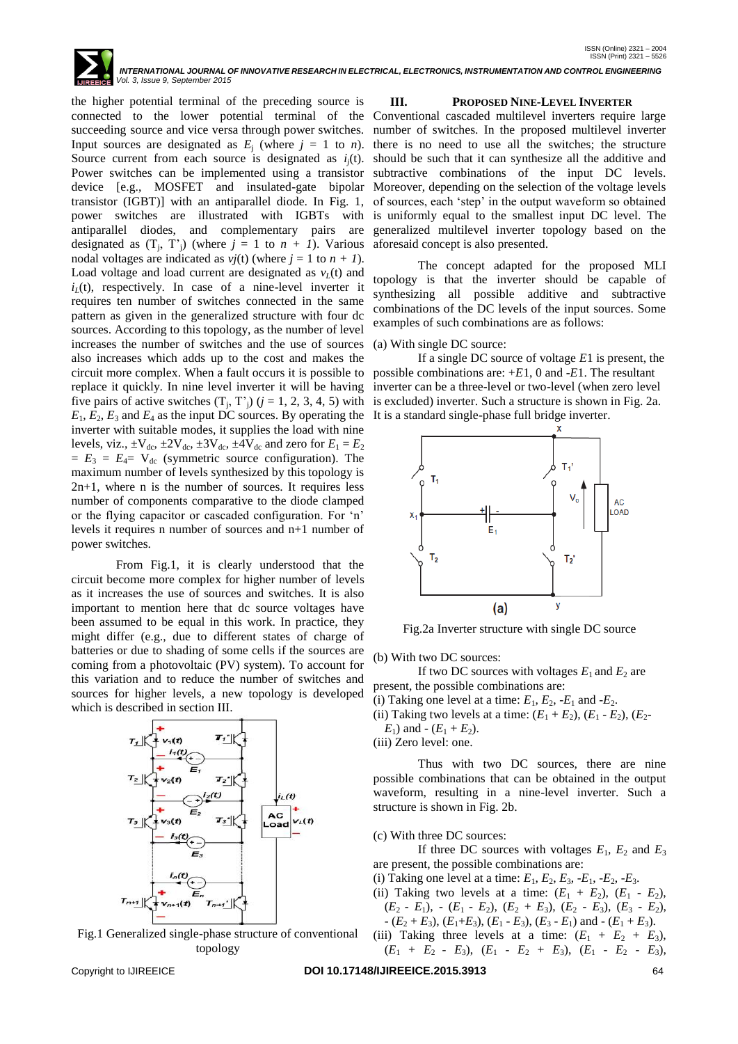the higher potential terminal of the preceding source is connected to the lower potential terminal of the succeeding source and vice versa through power switches. Input sources are designated as $E_j$ (where $j$ = 1 to $n$). Source current from each source is designated as $i_j(t)$. Power switches can be implemented using a transistor device [e.g., MOSFET and insulated-gate bipolar transistor (IGBT)] with an antiparallel diode. In Fig. 1, power switches are illustrated with IGBTs with antiparallel diodes, and complementary pairs are designated as ($T_j$, $T'_j$) (where $j$ = 1 to $n + 1$). Various nodal voltages are indicated as $vj(t)$ (where $j$ = 1 to $n + 1$). Load voltage and load current are designated as $v_L(t)$ and $i_L(t)$, respectively. In case of a nine-level inverter it requires ten number of switches connected in the same pattern as given in the generalized structure with four dc sources. According to this topology, as the number of level increases the number of switches and the use of sources also increases which adds up to the cost and makes the circuit more complex. When a fault occurs it is possible to replace it quickly. In nine level inverter it will be having five pairs of active switches ($T_j$, $T'_j$) ($j$ = 1, 2, 3, 4, 5) with $E_1$, $E_2$, $E_3$ and $E_4$ as the input DC sources. By operating the inverter with suitable modes, it supplies the load with nine levels, viz., $\pm V_{dc}$, $\pm 2V_{dc}$, $\pm 3V_{dc}$, $\pm 4V_{dc}$ and zero for $E_1 = E_2 = E_3 = E_4 = V_{dc}$ (symmetric source configuration). The maximum number of levels synthesized by this topology is 2n+1, where n is the number of sources. It requires less number of components comparative to the diode clamped or the flying capacitor or cascaded configuration. For 'n' levels it requires n number of sources and n+1 number of power switches.

From Fig.1, it is clearly understood that the circuit become more complex for higher number of levels as it increases the use of sources and switches. It is also important to mention here that dc source voltages have been assumed to be equal in this work. In practice, they might differ (e.g., due to different states of charge of batteries or due to shading of some cells if the sources are coming from a photovoltaic (PV) system). To account for this variation and to reduce the number of switches and sources for higher levels, a new topology is developed which is described in section III.

Fig.1 Generalized single-phase structure of conventional topology

## III. PROPOSED NINE-LEVEL INVERTER

Conventional cascaded multilevel inverters require large number of switches. In the proposed multilevel inverter there is no need to use all the switches; the structure should be such that it can synthesize all the additive and subtractive combinations of the input DC levels. Moreover, depending on the selection of the voltage levels of sources, each 'step' in the output waveform so obtained is uniformly equal to the smallest input DC level. The generalized multilevel inverter topology based on the aforesaid concept is also presented.

The concept adapted for the proposed MLI topology is that the inverter should be capable of synthesizing all possible additive and subtractive combinations of the DC levels of the input sources. Some examples of such combinations are as follows:

(a) With single DC source:

If a single DC source of voltage $E1$ is present, the possible combinations are: $+E1$, 0 and $-E1$. The resultant inverter can be a three-level or two-level (when zero level is excluded) inverter. Such a structure is shown in Fig. 2a. It is a standard single-phase full bridge inverter.

Fig.2a Inverter structure with single DC source

(b) With two DC sources:

If two DC sources with voltages $E_1$ and $E_2$ are present, the possible combinations are:

(i) Taking one level at a time: $E_1$, $E_2$, $-E_1$ and $-E_2$.

(ii) Taking two levels at a time: $(E_1 + E_2)$, $(E_1 - E_2)$, $(E_2 - E_1)$ and $-(E_1 + E_2)$.

(iii) Zero level: one.

Thus with two DC sources, there are nine possible combinations that can be obtained in the output waveform, resulting in a nine-level inverter. Such a structure is shown in Fig. 2b.

(c) With three DC sources:

If three DC sources with voltages $E_1$, $E_2$ and $E_3$ are present, the possible combinations are:

(i) Taking one level at a time: $E_1$, $E_2$, $E_3$, $-E_1$, $-E_2$, $-E_3$.

(ii) Taking two levels at a time: $(E_1 + E_2)$, $(E_1 - E_2)$, $(E_2 - E_1)$, $-(E_1 - E_2)$, $(E_2 + E_3)$, $(E_2 - E_3)$, $(E_3 - E_2)$, $-(E_2 + E_3)$, $(E_1 + E_3)$, $(E_1 - E_3)$, $(E_3 - E_1)$ and $-(E_1 + E_3)$.

(iii) Taking three levels at a time: $(E_1 + E_2 + E_3)$, $(E_1 + E_2 - E_3)$, $(E_1 - E_2 + E_3)$, $(E_1 - E_2 - E_3)$,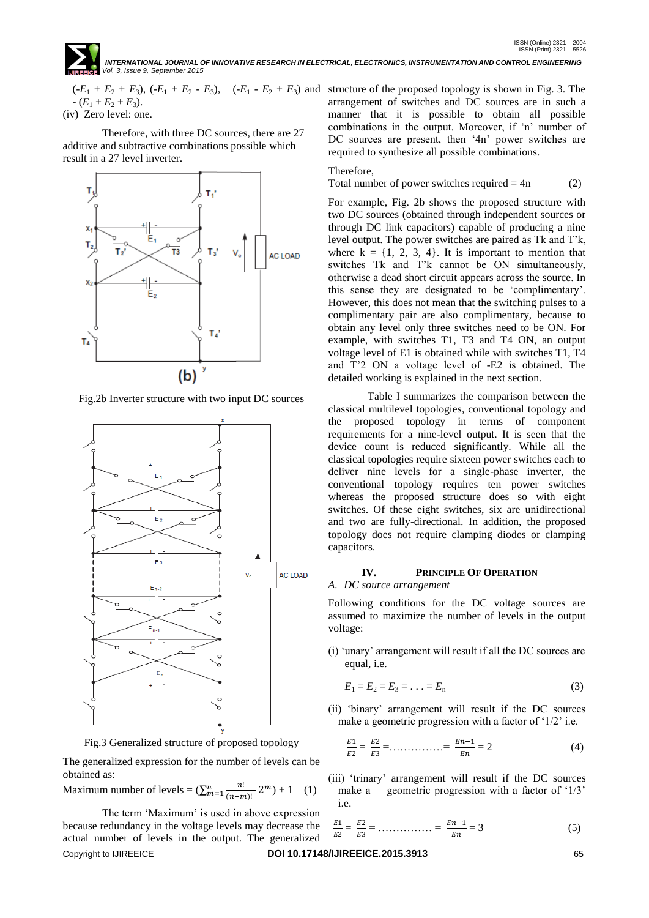$(-E_1 + E_2 + E_3)$, $(-E_1 + E_2 - E_3)$, $(-E_1 - E_2 + E_3)$ and $-(E_1 + E_2 + E_3)$.

(iv) Zero level: one.

Therefore, with three DC sources, there are 27 additive and subtractive combinations possible which result in a 27 level inverter.

Fig.2b Inverter structure with two input DC sources

Fig.3 Generalized structure of proposed topology

The generalized expression for the number of levels can be obtained as:

$$\text{Maximum number of levels} = \left(\sum_{m=1}^{n} \frac{n!}{(n-m)!} 2^m\right) + 1 \quad (1)$$

The term 'Maximum' is used in above expression because redundancy in the voltage levels may decrease the actual number of levels in the output. The generalized structure of the proposed topology is shown in Fig. 3. The arrangement of switches and DC sources are in such a manner that it is possible to obtain all possible combinations in the output. Moreover, if 'n' number of DC sources are present, then '4n' power switches are required to synthesize all possible combinations.

Therefore,

$$\text{Total number of power switches required} = 4n \quad (2)$$

For example, Fig. 2b shows the proposed structure with two DC sources (obtained through independent sources or through DC link capacitors) capable of producing a nine level output. The power switches are paired as Tk and T'k, where k = {1, 2, 3, 4}. It is important to mention that switches Tk and T'k cannot be ON simultaneously, otherwise a dead short circuit appears across the source. In this sense they are designated to be 'complimentary'. However, this does not mean that the switching pulses to a complimentary pair are also complimentary, because to obtain any level only three switches need to be ON. For example, with switches T1, T3 and T4 ON, an output voltage level of E1 is obtained while with switches T1, T4 and T'2 ON a voltage level of -E2 is obtained. The detailed working is explained in the next section.

Table I summarizes the comparison between the classical multilevel topologies, conventional topology and the proposed topology in terms of component requirements for a nine-level output. It is seen that the device count is reduced significantly. While all the classical topologies require sixteen power switches each to deliver nine levels for a single-phase inverter, the conventional topology requires ten power switches whereas the proposed structure does so with eight switches. Of these eight switches, six are unidirectional and two are fully-directional. In addition, the proposed topology does not require clamping diodes or clamping capacitors.

## IV. PRINCIPLE OF OPERATION

### A. DC source arrangement

Following conditions for the DC voltage sources are assumed to maximize the number of levels in the output voltage:

(i) 'unary' arrangement will result if all the DC sources are equal, i.e.

$$E_1 = E_2 = E_3 = \ldots = E_n \quad (3)$$

(ii) 'binary' arrangement will result if the DC sources make a geometric progression with a factor of '1/2' i.e.

$$\frac{E1}{E2} = \frac{E2}{E3} = \ldots\ldots\ldots\ldots\ldots = \frac{En-1}{En} = 2 \quad (4)$$

(iii) 'trinary' arrangement will result if the DC sources make a geometric progression with a factor of '1/3' i.e.

$$\frac{E1}{E2} = \frac{E2}{E3} = \ldots\ldots\ldots\ldots\ldots = \frac{En-1}{En} = 3 \quad (5)$$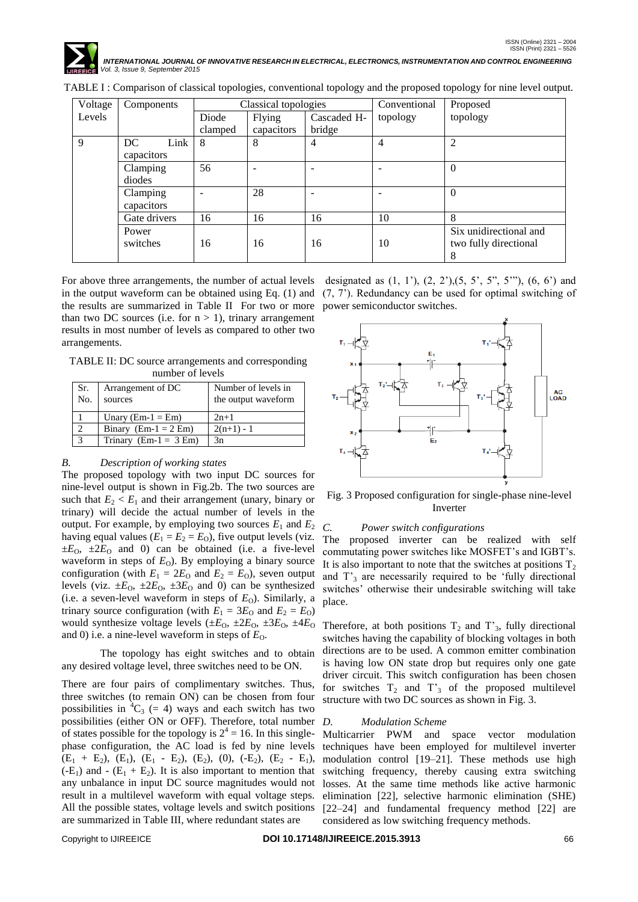TABLE I : Comparison of classical topologies, conventional topology and the proposed topology for nine level output.

| Voltage Levels | Components | Classical topologies | | | Conventional topology | Proposed topology |
|---|---|---|---|---|---|---|
| | | Diode clamped | Flying capacitors | Cascaded H-bridge | | |
| 9 | DC Link capacitors | 8 | 8 | 4 | 4 | 2 |
| | Clamping diodes | 56 | - | - | - | 0 |
| | Clamping capacitors | - | 28 | - | - | 0 |
| | Gate drivers | 16 | 16 | 16 | 10 | 8 |
| | Power switches | 16 | 16 | 16 | 10 | Six unidirectional and two fully directional 8 |

For above three arrangements, the number of actual levels in the output waveform can be obtained using Eq. (1) and the results are summarized in Table II For two or more than two DC sources (i.e. for n > 1), trinary arrangement results in most number of levels as compared to other two arrangements.

TABLE II: DC source arrangements and corresponding number of levels

| Sr. No. | Arrangement of DC sources | Number of levels in the output waveform |
|---|---|---|
| 1 | Unary (Em-1 = Em) | 2n+1 |
| 2 | Binary (Em-1 = 2 Em) | 2(n+1) - 1 |
| 3 | Trinary (Em-1 = 3 Em) | 3n |

### *B. Description of working states*

The proposed topology with two input DC sources for nine-level output is shown in Fig.2b. The two sources are such that $E_2 < E_1$ and their arrangement (unary, binary or trinary) will decide the actual number of levels in the output. For example, by employing two sources $E_1$ and $E_2$ having equal values ($E_1 = E_2 = E_O$), five output levels (viz. $\pm E_O$, $\pm 2E_O$ and 0) can be obtained (i.e. a five-level waveform in steps of $E_O$). By employing a binary source configuration (with $E_1 = 2E_O$ and $E_2 = E_O$), seven output levels (viz. $\pm E_O$, $\pm 2E_O$, $\pm 3E_O$ and 0) can be synthesized (i.e. a seven-level waveform in steps of $E_O$). Similarly, a trinary source configuration (with $E_1 = 3E_O$ and $E_2 = E_O$) would synthesize voltage levels ($\pm E_O$, $\pm 2E_O$, $\pm 3E_O$, $\pm 4E_O$ and 0) i.e. a nine-level waveform in steps of $E_O$.

The topology has eight switches and to obtain any desired voltage level, three switches need to be ON.

There are four pairs of complimentary switches. Thus, three switches (to remain ON) can be chosen from four possibilities in ${}^4C_3$ (= 4) ways and each switch has two possibilities (either ON or OFF). Therefore, total number of states possible for the topology is $2^4 = 16$. In this single-phase configuration, the AC load is fed by nine levels ($E_1 + E_2$), ($E_1$), ($E_1 - E_2$), ($E_2$), (0), ($-E_2$), ($E_2 - E_1$), ($-E_1$) and $-(E_1 + E_2)$. It is also important to mention that any unbalance in input DC source magnitudes would not result in a multilevel waveform with equal voltage steps. All the possible states, voltage levels and switch positions are summarized in Table III, where redundant states are designated as (1, 1'), (2, 2'),(5, 5', 5'', 5'''), (6, 6') and (7, 7'). Redundancy can be used for optimal switching of power semiconductor switches.

Fig. 3 Proposed configuration for single-phase nine-level Inverter

### *C. Power switch configurations*

The proposed inverter can be realized with self commutating power switches like MOSFET's and IGBT's. It is also important to note that the switches at positions $T_2$ and $T'_3$ are necessarily required to be 'fully directional switches' otherwise their undesirable switching will take place.

Therefore, at both positions $T_2$ and $T'_3$, fully directional switches having the capability of blocking voltages in both directions are to be used. A common emitter combination is having low ON state drop but requires only one gate driver circuit. This switch configuration has been chosen for switches $T_2$ and $T'_3$ of the proposed multilevel structure with two DC sources as shown in Fig. 3.

### *D. Modulation Scheme*

Multicarrier PWM and space vector modulation techniques have been employed for multilevel inverter modulation control [19–21]. These methods use high switching frequency, thereby causing extra switching losses. At the same time methods like active harmonic elimination [22], selective harmonic elimination (SHE) [22–24] and fundamental frequency method [22] are considered as low switching frequency methods.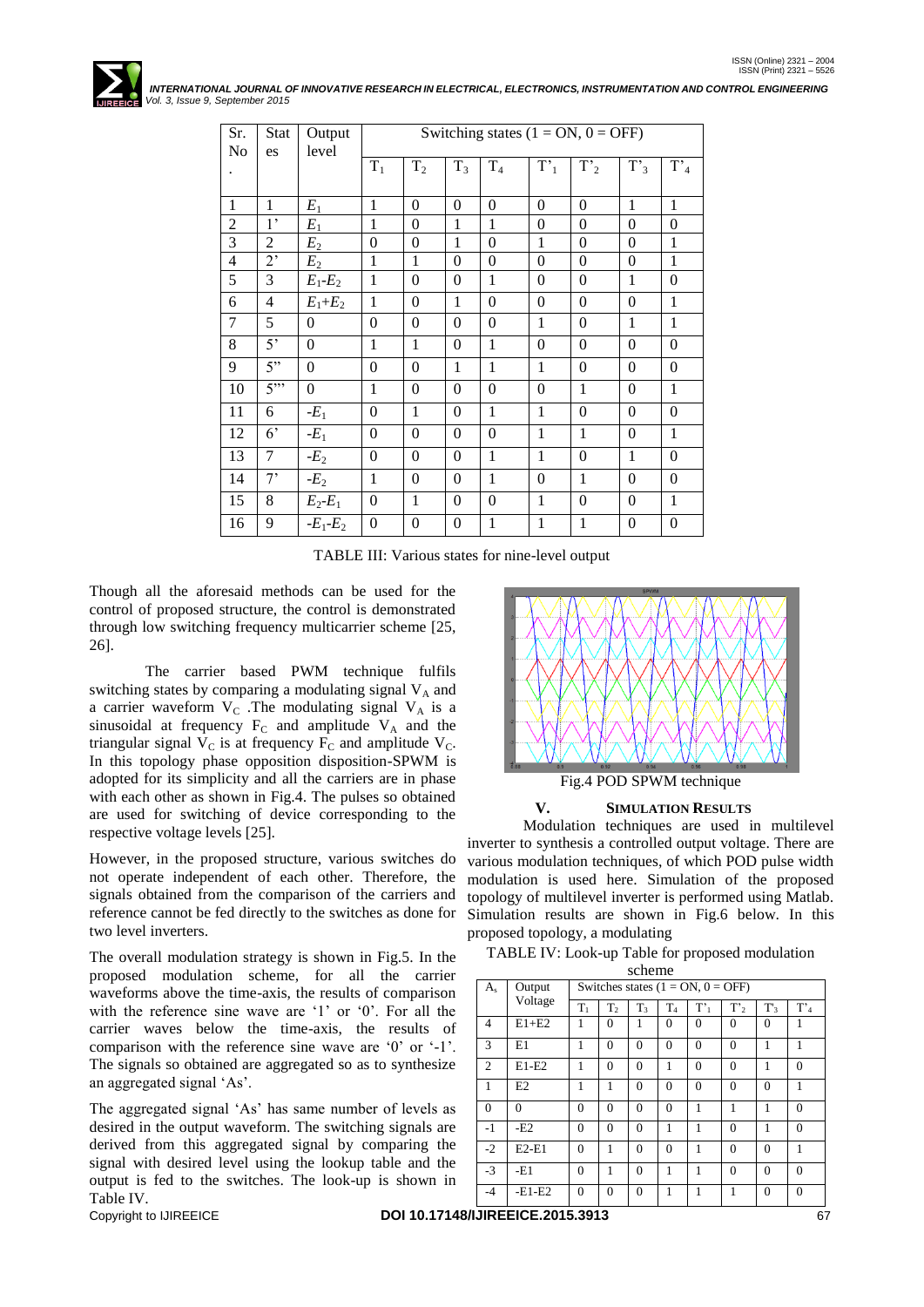| Sr. No. | States | Output level | Switching states (1 = ON, 0 = OFF) | | | | | | | |
|---|---|---|---|---|---|---|---|---|---|---|
| | | | $T_1$ | $T_2$ | $T_3$ | $T_4$ | $T'_1$ | $T'_2$ | $T'_3$ | $T'_4$ |
| 1 | 1 | $E_1$ | 1 | 0 | 0 | 0 | 0 | 0 | 1 | 1 |
| 2 | 1' | $E_1$ | 1 | 0 | 1 | 1 | 0 | 0 | 0 | 0 |
| 3 | 2 | $E_2$ | 0 | 0 | 1 | 0 | 1 | 0 | 0 | 1 |
| 4 | 2' | $E_2$ | 1 | 1 | 0 | 0 | 0 | 0 | 0 | 1 |
| 5 | 3 | $E_1$-$E_2$ | 1 | 0 | 0 | 1 | 0 | 0 | 1 | 0 |
| 6 | 4 | $E_1$+$E_2$ | 1 | 0 | 1 | 0 | 0 | 0 | 0 | 1 |
| 7 | 5 | 0 | 0 | 0 | 0 | 0 | 1 | 0 | 1 | 1 |
| 8 | 5' | 0 | 1 | 1 | 0 | 1 | 0 | 0 | 0 | 0 |
| 9 | 5'' | 0 | 0 | 0 | 1 | 1 | 1 | 0 | 0 | 0 |
| 10 | 5''' | 0 | 1 | 0 | 0 | 0 | 0 | 1 | 0 | 1 |
| 11 | 6 | -$E_1$ | 0 | 1 | 0 | 1 | 1 | 0 | 0 | 0 |
| 12 | 6' | -$E_1$ | 0 | 0 | 0 | 0 | 1 | 1 | 0 | 1 |
| 13 | 7 | -$E_2$ | 0 | 0 | 0 | 1 | 1 | 0 | 1 | 0 |
| 14 | 7' | -$E_2$ | 1 | 0 | 0 | 1 | 0 | 1 | 0 | 0 |
| 15 | 8 | $E_2$-$E_1$ | 0 | 1 | 0 | 0 | 1 | 0 | 0 | 1 |
| 16 | 9 | -$E_1$-$E_2$ | 0 | 0 | 0 | 1 | 1 | 1 | 0 | 0 |

TABLE III: Various states for nine-level output

Though all the aforesaid methods can be used for the control of proposed structure, the control is demonstrated through low switching frequency multicarrier scheme [25, 26].

The carrier based PWM technique fulfils switching states by comparing a modulating signal $V_A$ and a carrier waveform $V_C$. The modulating signal $V_A$ is a sinusoidal at frequency $F_C$ and amplitude $V_A$ and the triangular signal $V_C$ is at frequency $F_C$ and amplitude $V_C$. In this topology phase opposition disposition-SPWM is adopted for its simplicity and all the carriers are in phase with each other as shown in Fig.4. The pulses so obtained are used for switching of device corresponding to the respective voltage levels [25].

However, in the proposed structure, various switches do not operate independent of each other. Therefore, the signals obtained from the comparison of the carriers and reference cannot be fed directly to the switches as done for two level inverters.

The overall modulation strategy is shown in Fig.5. In the proposed modulation scheme, for all the carrier waveforms above the time-axis, the results of comparison with the reference sine wave are '1' or '0'. For all the carrier waves below the time-axis, the results of comparison with the reference sine wave are '0' or '-1'. The signals so obtained are aggregated so as to synthesize an aggregated signal 'As'.

The aggregated signal 'As' has same number of levels as desired in the output waveform. The switching signals are derived from this aggregated signal by comparing the signal with desired level using the lookup table and the output is fed to the switches. The look-up is shown in Table IV.

Fig.4 POD SPWM technique

## V. SIMULATION RESULTS

Modulation techniques are used in multilevel inverter to synthesis a controlled output voltage. There are various modulation techniques, of which POD pulse width modulation is used here. Simulation of the proposed topology of multilevel inverter is performed using Matlab. Simulation results are shown in Fig.6 below. In this proposed topology, a modulating

TABLE IV: Look-up Table for proposed modulation scheme

| $A_s$ | Output Voltage | Switches states (1 = ON, 0 = OFF) | | | | | | | |
|---|---|---|---|---|---|---|---|---|---|
| | | $T_1$ | $T_2$ | $T_3$ | $T_4$ | $T'_1$ | $T'_2$ | $T'_3$ | $T'_4$ |
| 4 | E1+E2 | 1 | 0 | 1 | 0 | 0 | 0 | 0 | 1 |
| 3 | E1 | 1 | 0 | 0 | 0 | 0 | 0 | 1 | 1 |
| 2 | E1-E2 | 1 | 0 | 0 | 1 | 0 | 0 | 1 | 0 |
| 1 | E2 | 1 | 1 | 0 | 0 | 0 | 0 | 0 | 1 |
| 0 | 0 | 0 | 0 | 0 | 0 | 1 | 1 | 1 | 0 |
| -1 | -E2 | 0 | 0 | 0 | 1 | 1 | 0 | 1 | 0 |
| -2 | E2-E1 | 0 | 1 | 0 | 0 | 1 | 0 | 0 | 1 |
| -3 | -E1 | 0 | 1 | 0 | 1 | 1 | 0 | 0 | 0 |
| -4 | -E1-E2 | 0 | 0 | 0 | 1 | 1 | 1 | 0 | 0 |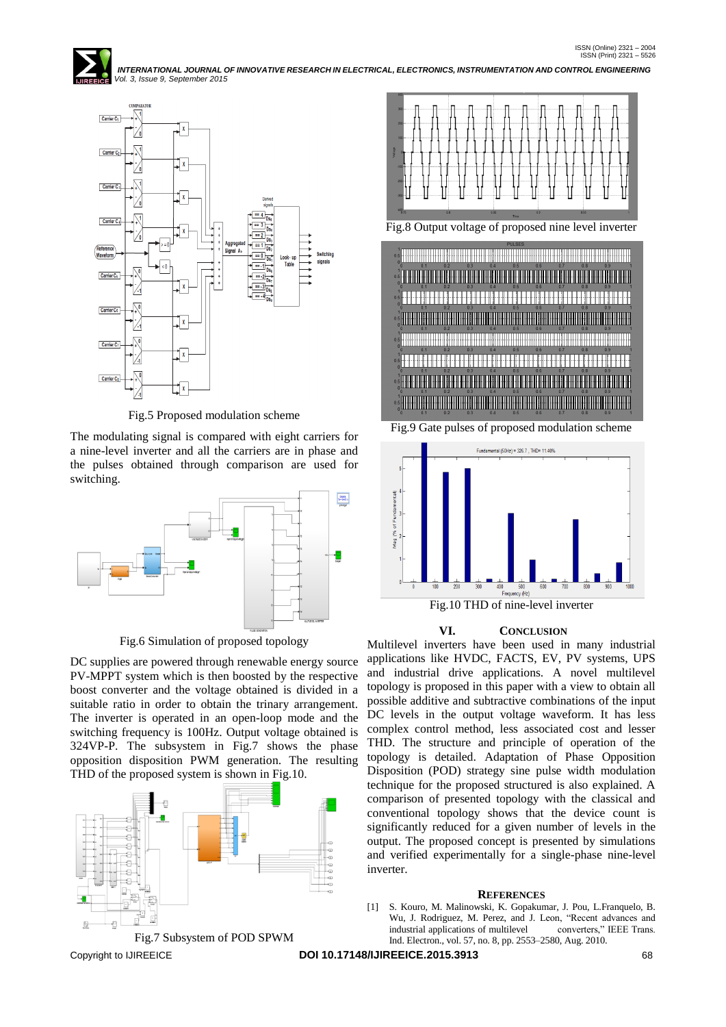Fig.5 Proposed modulation scheme

The modulating signal is compared with eight carriers for a nine-level inverter and all the carriers are in phase and the pulses obtained through comparison are used for switching.

Fig.6 Simulation of proposed topology

DC supplies are powered through renewable energy source PV-MPPT system which is then boosted by the respective boost converter and the voltage obtained is divided in a suitable ratio in order to obtain the trinary arrangement. The inverter is operated in an open-loop mode and the switching frequency is 100Hz. Output voltage obtained is 324VP-P. The subsystem in Fig.7 shows the phase opposition disposition PWM generation. The resulting THD of the proposed system is shown in Fig.10.

Fig.7 Subsystem of POD SPWM

Fig.8 Output voltage of proposed nine level inverter

Fig.9 Gate pulses of proposed modulation scheme

Fig.10 THD of nine-level inverter

## VI. CONCLUSION

Multilevel inverters have been used in many industrial applications like HVDC, FACTS, EV, PV systems, UPS and industrial drive applications. A novel multilevel topology is proposed in this paper with a view to obtain all possible additive and subtractive combinations of the input DC levels in the output voltage waveform. It has less complex control method, less associated cost and lesser THD. The structure and principle of operation of the topology is detailed. Adaptation of Phase Opposition Disposition (POD) strategy sine pulse width modulation technique for the proposed structured is also explained. A comparison of presented topology with the classical and conventional topology shows that the device count is significantly reduced for a given number of levels in the output. The proposed concept is presented by simulations and verified experimentally for a single-phase nine-level inverter.

## REFERENCES

[1] S. Kouro, M. Malinowski, K. Gopakumar, J. Pou, L.Franquelo, B. Wu, J. Rodriguez, M. Perez, and J. Leon, "Recent advances and industrial applications of multilevel converters," IEEE Trans. Ind. Electron., vol. 57, no. 8, pp. 2553–2580, Aug. 2010.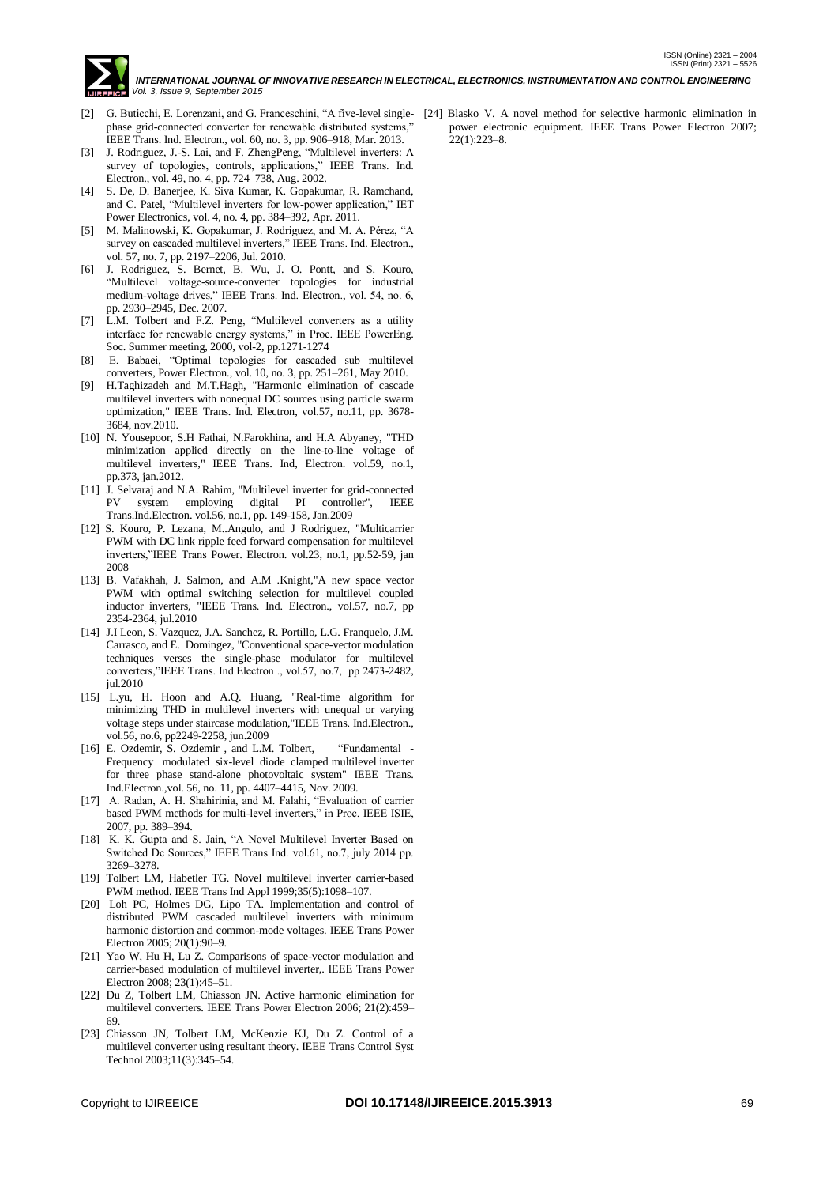[2] G. Buticchi, E. Lorenzani, and G. Franceschini, "A five-level single-phase grid-connected converter for renewable distributed systems," IEEE Trans. Ind. Electron., vol. 60, no. 3, pp. 906–918, Mar. 2013.

[3] J. Rodriguez, J.-S. Lai, and F. ZhengPeng, "Multilevel inverters: A survey of topologies, controls, applications," IEEE Trans. Ind. Electron., vol. 49, no. 4, pp. 724–738, Aug. 2002.

[4] S. De, D. Banerjee, K. Siva Kumar, K. Gopakumar, R. Ramchand, and C. Patel, "Multilevel inverters for low-power application," IET Power Electronics, vol. 4, no. 4, pp. 384–392, Apr. 2011.

[5] M. Malinowski, K. Gopakumar, J. Rodriguez, and M. A. Pérez, "A survey on cascaded multilevel inverters," IEEE Trans. Ind. Electron., vol. 57, no. 7, pp. 2197–2206, Jul. 2010.

[6] J. Rodriguez, S. Bernet, B. Wu, J. O. Pontt, and S. Kouro, "Multilevel voltage-source-converter topologies for industrial medium-voltage drives," IEEE Trans. Ind. Electron., vol. 54, no. 6, pp. 2930–2945, Dec. 2007.

[7] L.M. Tolbert and F.Z. Peng, "Multilevel converters as a utility interface for renewable energy systems," in Proc. IEEE PowerEng. Soc. Summer meeting, 2000, vol-2, pp.1271-1274

[8] E. Babaei, "Optimal topologies for cascaded sub multilevel converters, Power Electron., vol. 10, no. 3, pp. 251–261, May 2010.

[9] H.Taghizadeh and M.T.Hagh, "Harmonic elimination of cascade multilevel inverters with nonequal DC sources using particle swarm optimization," IEEE Trans. Ind. Electron, vol.57, no.11, pp. 3678-3684, nov.2010.

[10] N. Yousepoor, S.H Fathai, N.Farokhina, and H.A Abyaney, "THD minimization applied directly on the line-to-line voltage of multilevel inverters," IEEE Trans. Ind, Electron. vol.59, no.1, pp.373, jan.2012.

[11] J. Selvaraj and N.A. Rahim, "Multilevel inverter for grid-connected PV system employing digital PI controller", IEEE Trans.Ind.Electron. vol.56, no.1, pp. 149-158, Jan.2009

[12] S. Kouro, P. Lezana, M..Angulo, and J Rodriguez, "Multicarrier PWM with DC link ripple feed forward compensation for multilevel inverters,"IEEE Trans Power. Electron. vol.23, no.1, pp.52-59, jan 2008

[13] B. Vafakhah, J. Salmon, and A.M .Knight,"A new space vector PWM with optimal switching selection for multilevel coupled inductor inverters, "IEEE Trans. Ind. Electron., vol.57, no.7, pp 2354-2364, jul.2010

[14] J.I Leon, S. Vazquez, J.A. Sanchez, R. Portillo, L.G. Franquelo, J.M. Carrasco, and E. Domingez, "Conventional space-vector modulation techniques verses the single-phase modulator for multilevel converters,"IEEE Trans. Ind.Electron ., vol.57, no.7, pp 2473-2482, jul.2010

[15] L.yu, H. Hoon and A.Q. Huang, "Real-time algorithm for minimizing THD in multilevel inverters with unequal or varying voltage steps under staircase modulation,"IEEE Trans. Ind.Electron., vol.56, no.6, pp2249-2258, jun.2009

[16] E. Ozdemir, S. Ozdemir , and L.M. Tolbert, "Fundamental - Frequency modulated six-level diode clamped multilevel inverter for three phase stand-alone photovoltaic system" IEEE Trans. Ind.Electron.,vol. 56, no. 11, pp. 4407–4415, Nov. 2009.

[17] A. Radan, A. H. Shahirinia, and M. Falahi, "Evaluation of carrier based PWM methods for multi-level inverters," in Proc. IEEE ISIE, 2007, pp. 389–394.

[18] K. K. Gupta and S. Jain, "A Novel Multilevel Inverter Based on Switched Dc Sources," IEEE Trans Ind. vol.61, no.7, july 2014 pp. 3269–3278.

[19] Tolbert LM, Habetler TG. Novel multilevel inverter carrier-based PWM method. IEEE Trans Ind Appl 1999;35(5):1098–107.

[20] Loh PC, Holmes DG, Lipo TA. Implementation and control of distributed PWM cascaded multilevel inverters with minimum harmonic distortion and common-mode voltages. IEEE Trans Power Electron 2005; 20(1):90–9.

[21] Yao W, Hu H, Lu Z. Comparisons of space-vector modulation and carrier-based modulation of multilevel inverter,. IEEE Trans Power Electron 2008; 23(1):45–51.

[22] Du Z, Tolbert LM, Chiasson JN. Active harmonic elimination for multilevel converters. IEEE Trans Power Electron 2006; 21(2):459–69.

[23] Chiasson JN, Tolbert LM, McKenzie KJ, Du Z. Control of a multilevel converter using resultant theory. IEEE Trans Control Syst Technol 2003;11(3):345–54.

[24] Blasko V. A novel method for selective harmonic elimination in power electronic equipment. IEEE Trans Power Electron 2007; 22(1):223–8.